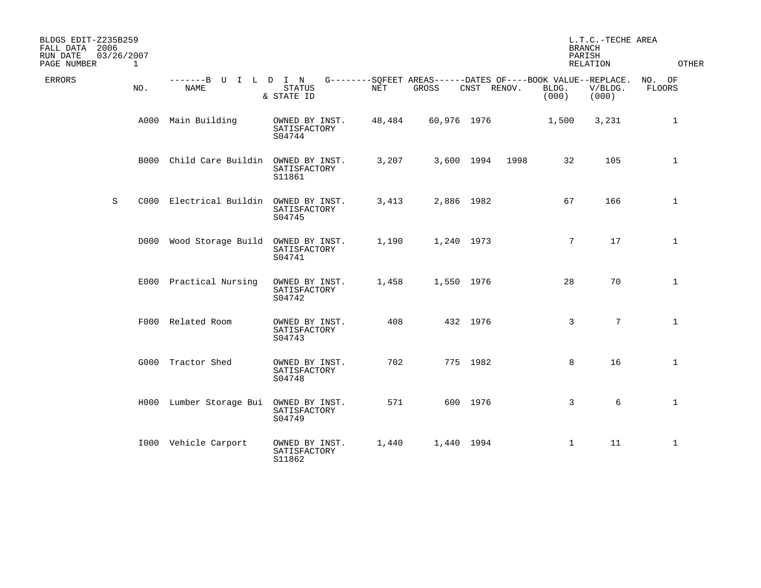BLDGS EDIT-Z235B259
FALL DATA 2006
RUN DATE 03/26/2007
PAGE NUMBER 1

L.T.C.-TECHE AREA
BRANCH
PARISH
RELATION OTHER

| ERRORS | NO. | NAME | STATUS & STATE ID | NET | GROSS | CNST | RENOV. | BLDG. (000) | V/BLDG. (000) | NO. OF FLOORS |
|---|---|---|---|---|---|---|---|---|---|---|
| | A000 | Main Building | OWNED BY INST. SATISFACTORY S04744 | 48,484 | 60,976 | 1976 | | 1,500 | 3,231 | 1 |
| | B000 | Child Care Buildin | OWNED BY INST. SATISFACTORY S11861 | 3,207 | 3,600 | 1994 | 1998 | 32 | 105 | 1 |
| S | C000 | Electrical Buildin | OWNED BY INST. SATISFACTORY S04745 | 3,413 | 2,886 | 1982 | | 67 | 166 | 1 |
| | D000 | Wood Storage Build | OWNED BY INST. SATISFACTORY S04741 | 1,190 | 1,240 | 1973 | | 7 | 17 | 1 |
| | E000 | Practical Nursing | OWNED BY INST. SATISFACTORY S04742 | 1,458 | 1,550 | 1976 | | 28 | 70 | 1 |
| | F000 | Related Room | OWNED BY INST. SATISFACTORY S04743 | 408 | 432 | 1976 | | 3 | 7 | 1 |
| | G000 | Tractor Shed | OWNED BY INST. SATISFACTORY S04748 | 702 | 775 | 1982 | | 8 | 16 | 1 |
| | H000 | Lumber Storage Bui | OWNED BY INST. SATISFACTORY S04749 | 571 | 600 | 1976 | | 3 | 6 | 1 |
| | I000 | Vehicle Carport | OWNED BY INST. SATISFACTORY S11862 | 1,440 | 1,440 | 1994 | | 1 | 11 | 1 |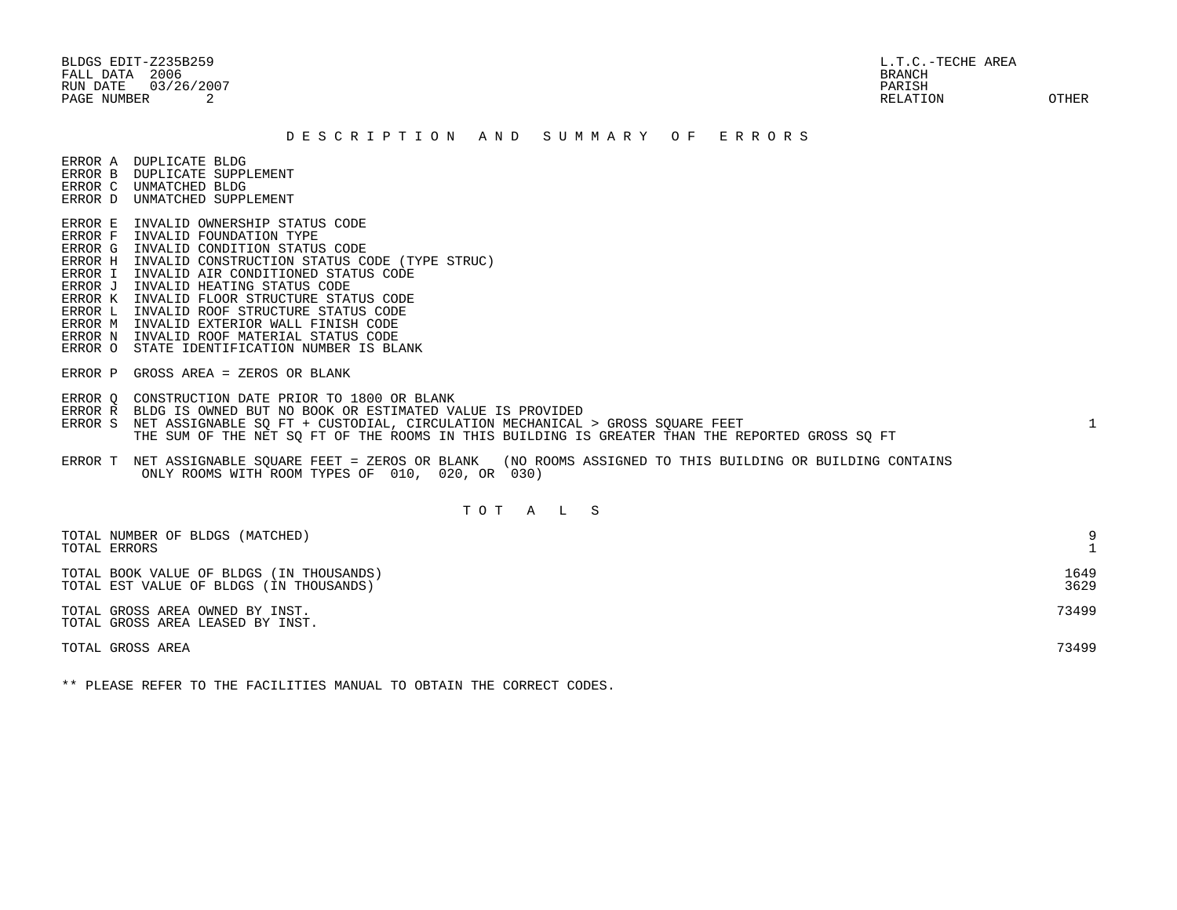BLDGS EDIT-Z235B259
FALL DATA 2006
RUN DATE 03/26/2007

L.T.C.-TECHE AREA
BRANCH
PARISH
RELATION OTHER

## D E S C R I P T I O N  A N D  S U M M A R Y  O F  E R R O R S

| | | |
|---|---|---|
| ERROR A | DUPLICATE BLDG | |
| ERROR B | DUPLICATE SUPPLEMENT | |
| ERROR C | UNMATCHED BLDG | |
| ERROR D | UNMATCHED SUPPLEMENT | |
| ERROR E | INVALID OWNERSHIP STATUS CODE | |
| ERROR F | INVALID FOUNDATION TYPE | |
| ERROR G | INVALID CONDITION STATUS CODE | |
| ERROR H | INVALID CONSTRUCTION STATUS CODE (TYPE STRUC) | |
| ERROR I | INVALID AIR CONDITIONED STATUS CODE | |
| ERROR J | INVALID HEATING STATUS CODE | |
| ERROR K | INVALID FLOOR STRUCTURE STATUS CODE | |
| ERROR L | INVALID ROOF STRUCTURE STATUS CODE | |
| ERROR M | INVALID EXTERIOR WALL FINISH CODE | |
| ERROR N | INVALID ROOF MATERIAL STATUS CODE | |
| ERROR O | STATE IDENTIFICATION NUMBER IS BLANK | |
| ERROR P | GROSS AREA = ZEROS OR BLANK | |
| ERROR Q | CONSTRUCTION DATE PRIOR TO 1800 OR BLANK | |
| ERROR R | BLDG IS OWNED BUT NO BOOK OR ESTIMATED VALUE IS PROVIDED | |
| ERROR S | NET ASSIGNABLE SQ FT + CUSTODIAL, CIRCULATION MECHANICAL > GROSS SQUARE FEET<br>THE SUM OF THE NET SQ FT OF THE ROOMS IN THIS BUILDING IS GREATER THAN THE REPORTED GROSS SQ FT | 1 |
| ERROR T | NET ASSIGNABLE SQUARE FEET = ZEROS OR BLANK (NO ROOMS ASSIGNED TO THIS BUILDING OR BUILDING CONTAINS ONLY ROOMS WITH ROOM TYPES OF 010, 020, OR 030) | |

## T O T A L S

| | |
|---|---|
| TOTAL NUMBER OF BLDGS (MATCHED) | 9 |
| TOTAL ERRORS | 1 |
| TOTAL BOOK VALUE OF BLDGS (IN THOUSANDS) | 1649 |
| TOTAL EST VALUE OF BLDGS (IN THOUSANDS) | 3629 |
| TOTAL GROSS AREA OWNED BY INST. | 73499 |
| TOTAL GROSS AREA LEASED BY INST. | |
| TOTAL GROSS AREA | 73499 |

** PLEASE REFER TO THE FACILITIES MANUAL TO OBTAIN THE CORRECT CODES.